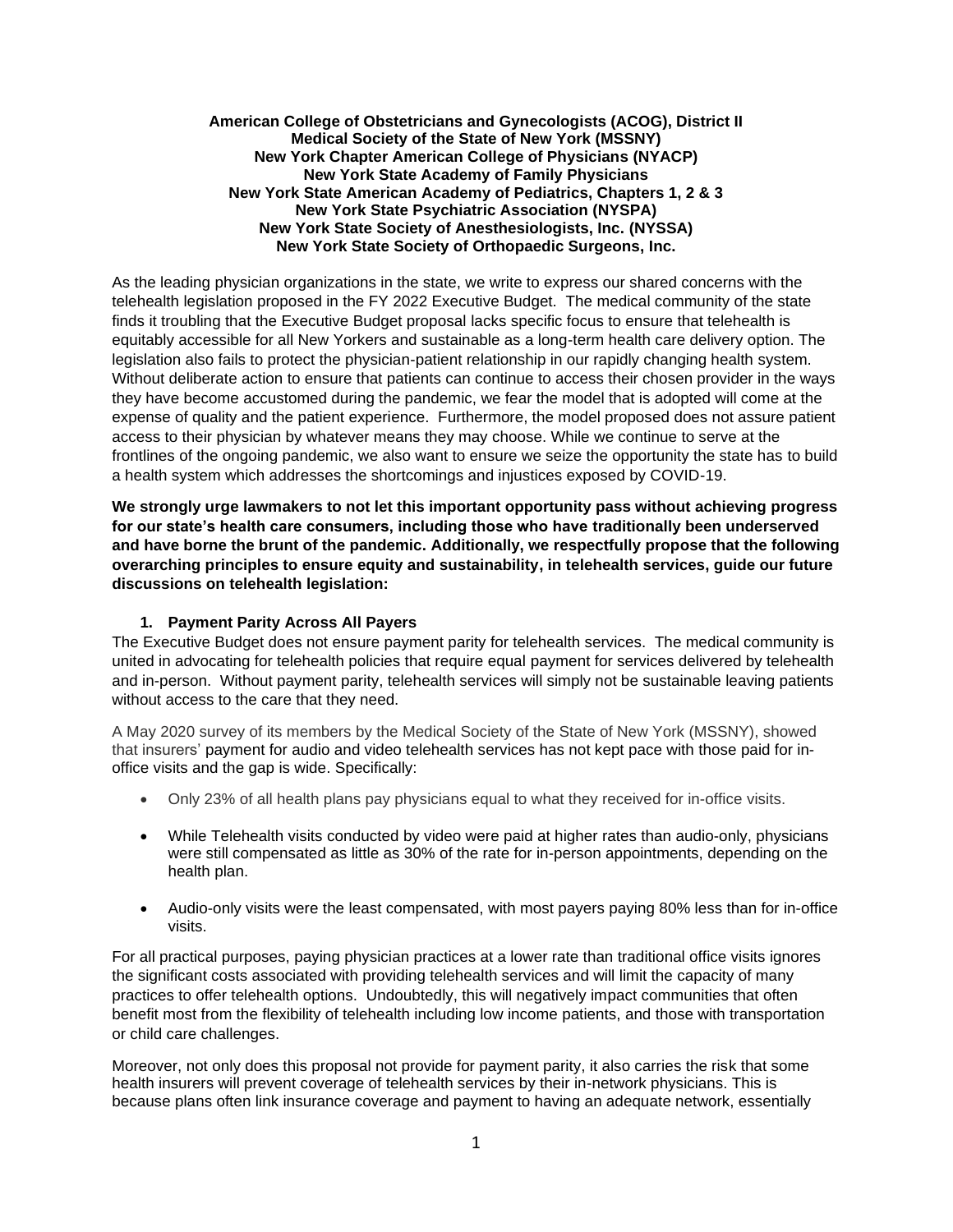**American College of Obstetricians and Gynecologists (ACOG), District II**
**Medical Society of the State of New York (MSSNY)**
**New York Chapter American College of Physicians (NYACP)**
**New York State Academy of Family Physicians**
**New York State American Academy of Pediatrics, Chapters 1, 2 & 3**
**New York State Psychiatric Association (NYSPA)**
**New York State Society of Anesthesiologists, Inc. (NYSSA)**
**New York State Society of Orthopaedic Surgeons, Inc.**

As the leading physician organizations in the state, we write to express our shared concerns with the telehealth legislation proposed in the FY 2022 Executive Budget. The medical community of the state finds it troubling that the Executive Budget proposal lacks specific focus to ensure that telehealth is equitably accessible for all New Yorkers and sustainable as a long-term health care delivery option. The legislation also fails to protect the physician-patient relationship in our rapidly changing health system. Without deliberate action to ensure that patients can continue to access their chosen provider in the ways they have become accustomed during the pandemic, we fear the model that is adopted will come at the expense of quality and the patient experience. Furthermore, the model proposed does not assure patient access to their physician by whatever means they may choose. While we continue to serve at the frontlines of the ongoing pandemic, we also want to ensure we seize the opportunity the state has to build a health system which addresses the shortcomings and injustices exposed by COVID-19.

**We strongly urge lawmakers to not let this important opportunity pass without achieving progress for our state's health care consumers, including those who have traditionally been underserved and have borne the brunt of the pandemic. Additionally, we respectfully propose that the following overarching principles to ensure equity and sustainability, in telehealth services, guide our future discussions on telehealth legislation:**

1. **Payment Parity Across All Payers**

The Executive Budget does not ensure payment parity for telehealth services. The medical community is united in advocating for telehealth policies that require equal payment for services delivered by telehealth and in-person. Without payment parity, telehealth services will simply not be sustainable leaving patients without access to the care that they need.

A May 2020 survey of its members by the Medical Society of the State of New York (MSSNY), showed that insurers' payment for audio and video telehealth services has not kept pace with those paid for in-office visits and the gap is wide. Specifically:

- Only 23% of all health plans pay physicians equal to what they received for in-office visits.
- While Telehealth visits conducted by video were paid at higher rates than audio-only, physicians were still compensated as little as 30% of the rate for in-person appointments, depending on the health plan.
- Audio-only visits were the least compensated, with most payers paying 80% less than for in-office visits.

For all practical purposes, paying physician practices at a lower rate than traditional office visits ignores the significant costs associated with providing telehealth services and will limit the capacity of many practices to offer telehealth options. Undoubtedly, this will negatively impact communities that often benefit most from the flexibility of telehealth including low income patients, and those with transportation or child care challenges.

Moreover, not only does this proposal not provide for payment parity, it also carries the risk that some health insurers will prevent coverage of telehealth services by their in-network physicians. This is because plans often link insurance coverage and payment to having an adequate network, essentially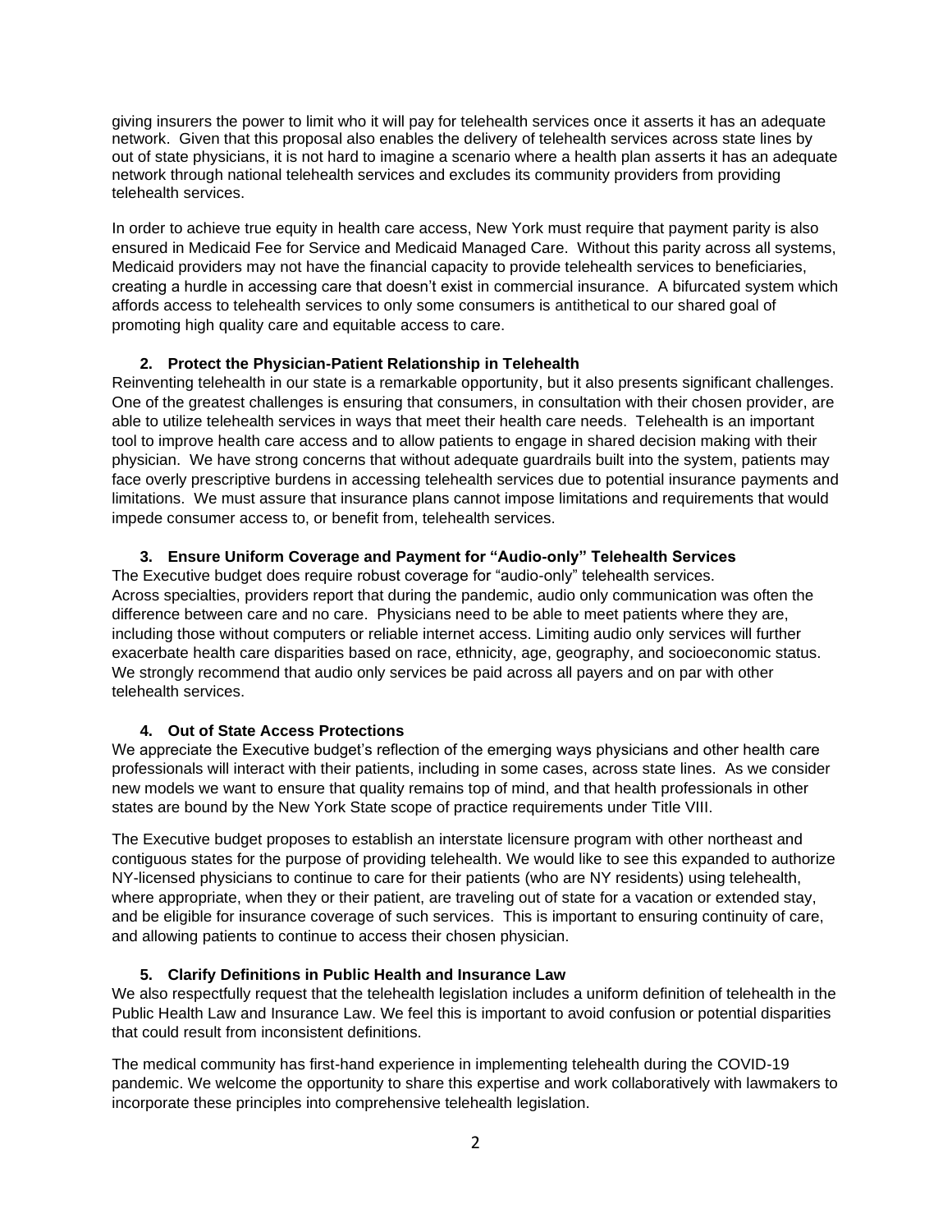giving insurers the power to limit who it will pay for telehealth services once it asserts it has an adequate network. Given that this proposal also enables the delivery of telehealth services across state lines by out of state physicians, it is not hard to imagine a scenario where a health plan asserts it has an adequate network through national telehealth services and excludes its community providers from providing telehealth services.

In order to achieve true equity in health care access, New York must require that payment parity is also ensured in Medicaid Fee for Service and Medicaid Managed Care. Without this parity across all systems, Medicaid providers may not have the financial capacity to provide telehealth services to beneficiaries, creating a hurdle in accessing care that doesn't exist in commercial insurance. A bifurcated system which affords access to telehealth services to only some consumers is antithetical to our shared goal of promoting high quality care and equitable access to care.

**2. Protect the Physician-Patient Relationship in Telehealth**

Reinventing telehealth in our state is a remarkable opportunity, but it also presents significant challenges. One of the greatest challenges is ensuring that consumers, in consultation with their chosen provider, are able to utilize telehealth services in ways that meet their health care needs. Telehealth is an important tool to improve health care access and to allow patients to engage in shared decision making with their physician. We have strong concerns that without adequate guardrails built into the system, patients may face overly prescriptive burdens in accessing telehealth services due to potential insurance payments and limitations. We must assure that insurance plans cannot impose limitations and requirements that would impede consumer access to, or benefit from, telehealth services.

**3. Ensure Uniform Coverage and Payment for "Audio-only" Telehealth Services**

The Executive budget does require robust coverage for "audio-only" telehealth services. Across specialties, providers report that during the pandemic, audio only communication was often the difference between care and no care. Physicians need to be able to meet patients where they are, including those without computers or reliable internet access. Limiting audio only services will further exacerbate health care disparities based on race, ethnicity, age, geography, and socioeconomic status. We strongly recommend that audio only services be paid across all payers and on par with other telehealth services.

**4. Out of State Access Protections**

We appreciate the Executive budget's reflection of the emerging ways physicians and other health care professionals will interact with their patients, including in some cases, across state lines. As we consider new models we want to ensure that quality remains top of mind, and that health professionals in other states are bound by the New York State scope of practice requirements under Title VIII.

The Executive budget proposes to establish an interstate licensure program with other northeast and contiguous states for the purpose of providing telehealth. We would like to see this expanded to authorize NY-licensed physicians to continue to care for their patients (who are NY residents) using telehealth, where appropriate, when they or their patient, are traveling out of state for a vacation or extended stay, and be eligible for insurance coverage of such services. This is important to ensuring continuity of care, and allowing patients to continue to access their chosen physician.

**5. Clarify Definitions in Public Health and Insurance Law**

We also respectfully request that the telehealth legislation includes a uniform definition of telehealth in the Public Health Law and Insurance Law. We feel this is important to avoid confusion or potential disparities that could result from inconsistent definitions.

The medical community has first-hand experience in implementing telehealth during the COVID-19 pandemic. We welcome the opportunity to share this expertise and work collaboratively with lawmakers to incorporate these principles into comprehensive telehealth legislation.